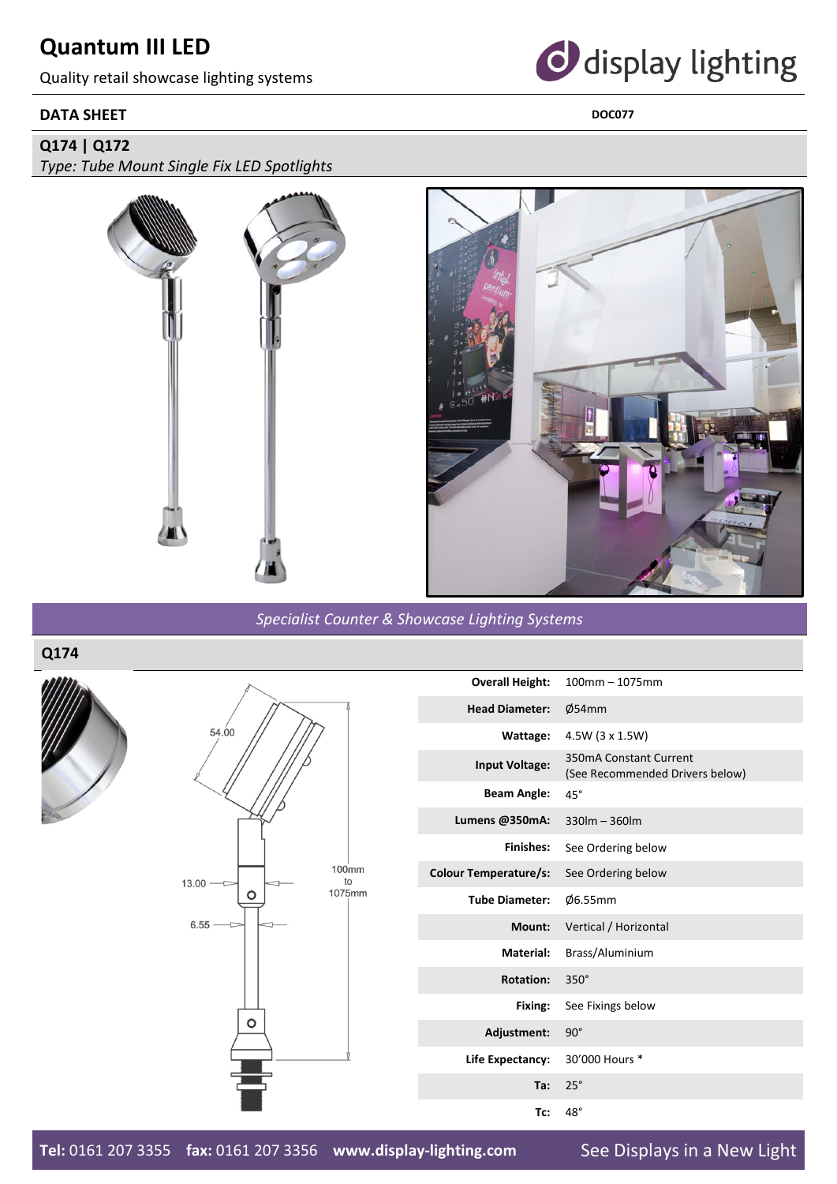# Quantum III LED

Quality retail showcase lighting systems

display lighting

**DATA SHEET** **DOC077**

## Q174 | Q172

*Type: Tube Mount Single Fix LED Spotlights*

*Specialist Counter & Showcase Lighting Systems*

## Q174

54.00

13.00

6.55

100mm to 1075mm

| | |
|---|---|
| **Overall Height:** | 100mm – 1075mm |
| **Head Diameter:** | Ø54mm |
| **Wattage:** | 4.5W (3 x 1.5W) |
| **Input Voltage:** | 350mA Constant Current (See Recommended Drivers below) |
| **Beam Angle:** | 45° |
| **Lumens @350mA:** | 330lm – 360lm |
| **Finishes:** | See Ordering below |
| **Colour Temperature/s:** | See Ordering below |
| **Tube Diameter:** | Ø6.55mm |
| **Mount:** | Vertical / Horizontal |
| **Material:** | Brass/Aluminium |
| **Rotation:** | 350° |
| **Fixing:** | See Fixings below |
| **Adjustment:** | 90° |
| **Life Expectancy:** | 30'000 Hours * |
| **Ta:** | 25° |
| **Tc:** | 48° |

**Tel:** 0161 207 3355 **fax:** 0161 207 3356 **www.display-lighting.com** See Displays in a New Light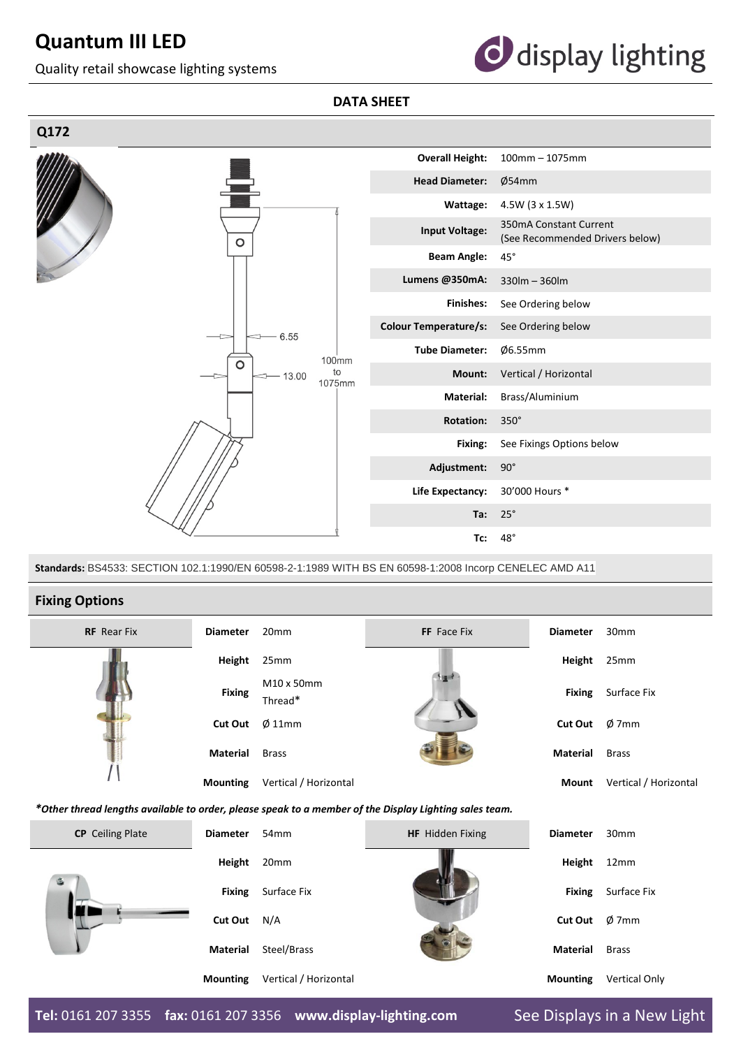# Quantum III LED

Quality retail showcase lighting systems

display lighting

**DATA SHEET**

## Q172

6.55

13.00

100mm to 1075mm

| | |
|---|---|
| **Overall Height:** | 100mm – 1075mm |
| **Head Diameter:** | Ø54mm |
| **Wattage:** | 4.5W (3 x 1.5W) |
| **Input Voltage:** | 350mA Constant Current (See Recommended Drivers below) |
| **Beam Angle:** | 45° |
| **Lumens @350mA:** | 330lm – 360lm |
| **Finishes:** | See Ordering below |
| **Colour Temperature/s:** | See Ordering below |
| **Tube Diameter:** | Ø6.55mm |
| **Mount:** | Vertical / Horizontal |
| **Material:** | Brass/Aluminium |
| **Rotation:** | 350° |
| **Fixing:** | See Fixings Options below |
| **Adjustment:** | 90° |
| **Life Expectancy:** | 30'000 Hours * |
| **Ta:** | 25° |
| **Tc:** | 48° |

**Standards:** BS4533: SECTION 102.1:1990/EN 60598-2-1:1989 WITH BS EN 60598-1:2008 Incorp CENELEC AMD A11

## Fixing Options

| **RF** Rear Fix | | |
|---|---|---|
| | **Diameter** | 20mm |
| | **Height** | 25mm |
| | **Fixing** | M10 x 50mm Thread* |
| | **Cut Out** | Ø 11mm |
| | **Material** | Brass |
| | **Mounting** | Vertical / Horizontal |

| **FF** Face Fix | | |
|---|---|---|
| | **Diameter** | 30mm |
| | **Height** | 25mm |
| | **Fixing** | Surface Fix |
| | **Cut Out** | Ø 7mm |
| | **Material** | Brass |
| | **Mount** | Vertical / Horizontal |

***Other thread lengths available to order, please speak to a member of the Display Lighting sales team.***

| **CP** Ceiling Plate | | |
|---|---|---|
| | **Diameter** | 54mm |
| | **Height** | 20mm |
| | **Fixing** | Surface Fix |
| | **Cut Out** | N/A |
| | **Material** | Steel/Brass |
| | **Mounting** | Vertical / Horizontal |

| **HF** Hidden Fixing | | |
|---|---|---|
| | **Diameter** | 30mm |
| | **Height** | 12mm |
| | **Fixing** | Surface Fix |
| | **Cut Out** | Ø 7mm |
| | **Material** | Brass |
| | **Mounting** | Vertical Only |

**Tel:** 0161 207 3355 **fax:** 0161 207 3356 **www.display-lighting.com** See Displays in a New Light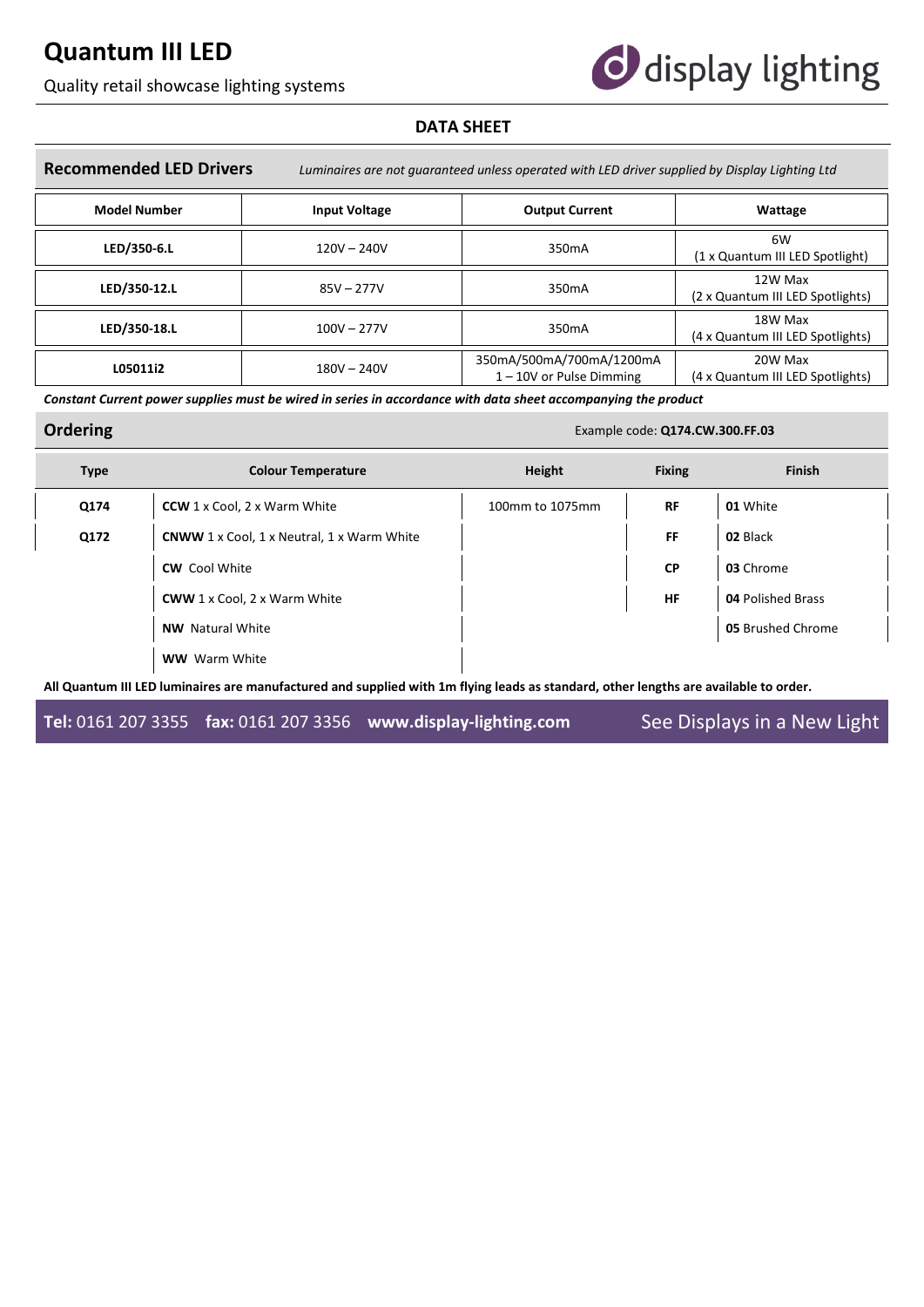# Quantum III LED

Quality retail showcase lighting systems

display lighting

**DATA SHEET**

## Recommended LED Drivers

*Luminaires are not guaranteed unless operated with LED driver supplied by Display Lighting Ltd*

| Model Number | Input Voltage | Output Current | Wattage |
|---|---|---|---|
| LED/350-6.L | 120V – 240V | 350mA | 6W (1 x Quantum III LED Spotlight) |
| LED/350-12.L | 85V – 277V | 350mA | 12W Max (2 x Quantum III LED Spotlights) |
| LED/350-18.L | 100V – 277V | 350mA | 18W Max (4 x Quantum III LED Spotlights) |
| L05011i2 | 180V – 240V | 350mA/500mA/700mA/1200mA 1 – 10V or Pulse Dimming | 20W Max (4 x Quantum III LED Spotlights) |

***Constant Current power supplies must be wired in series in accordance with data sheet accompanying the product***

## Ordering

Example code: **Q174.CW.300.FF.03**

| Type | Colour Temperature | Height | Fixing | Finish |
|---|---|---|---|---|
| Q174 | **CCW** 1 x Cool, 2 x Warm White | 100mm to 1075mm | RF | **01** White |
| Q172 | **CNWW** 1 x Cool, 1 x Neutral, 1 x Warm White | | FF | **02** Black |
| | **CW** Cool White | | CP | **03** Chrome |
| | **CWW** 1 x Cool, 2 x Warm White | | HF | **04** Polished Brass |
| | **NW** Natural White | | | **05** Brushed Chrome |
| | **WW** Warm White | | | |

**All Quantum III LED luminaires are manufactured and supplied with 1m flying leads as standard, other lengths are available to order.**

**Tel:** 0161 207 3355 **fax:** 0161 207 3356 **www.display-lighting.com** See Displays in a New Light